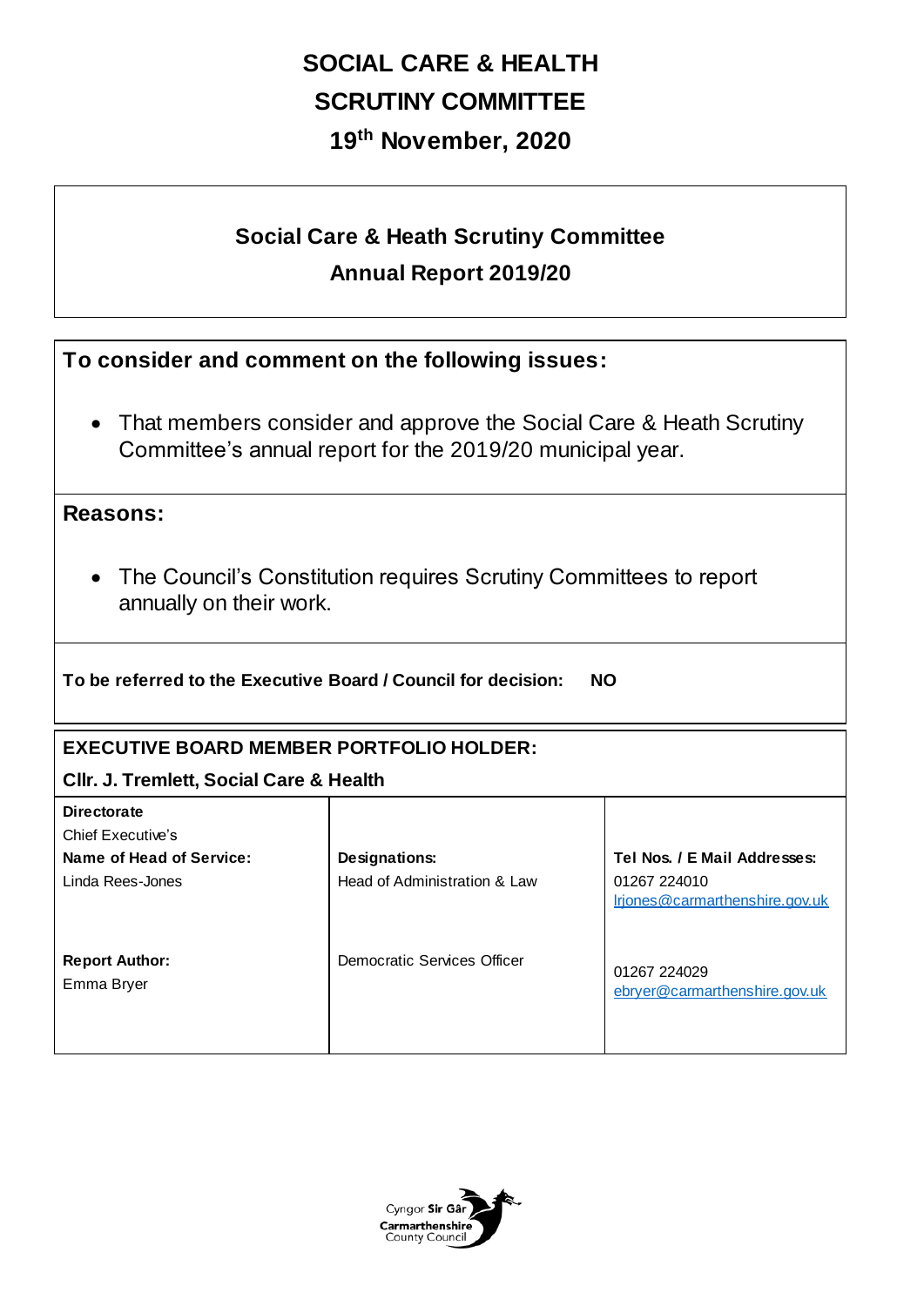# SOCIAL CARE & HEALTH SCRUTINY COMMITTEE

# 19th November, 2020

## Social Care & Heath Scrutiny Committee Annual Report 2019/20

### To consider and comment on the following issues:

- That members consider and approve the Social Care & Heath Scrutiny Committee's annual report for the 2019/20 municipal year.

### Reasons:

- The Council's Constitution requires Scrutiny Committees to report annually on their work.

**To be referred to the Executive Board / Council for decision: NO**

**EXECUTIVE BOARD MEMBER PORTFOLIO HOLDER:**

**Cllr. J. Tremlett, Social Care & Health**

| **Directorate**<br>Chief Executive's<br>**Name of Head of Service:**<br>Linda Rees-Jones | **Designations:**<br>Head of Administration & Law | **Tel Nos. / E Mail Addresses:**<br>01267 224010<br>lrjones@carmarthenshire.gov.uk |
|---|---|---|
| **Report Author:**<br>Emma Bryer | Democratic Services Officer | 01267 224029<br>ebryer@carmarthenshire.gov.uk |

Cyngor Sir Gâr
Carmarthenshire County Council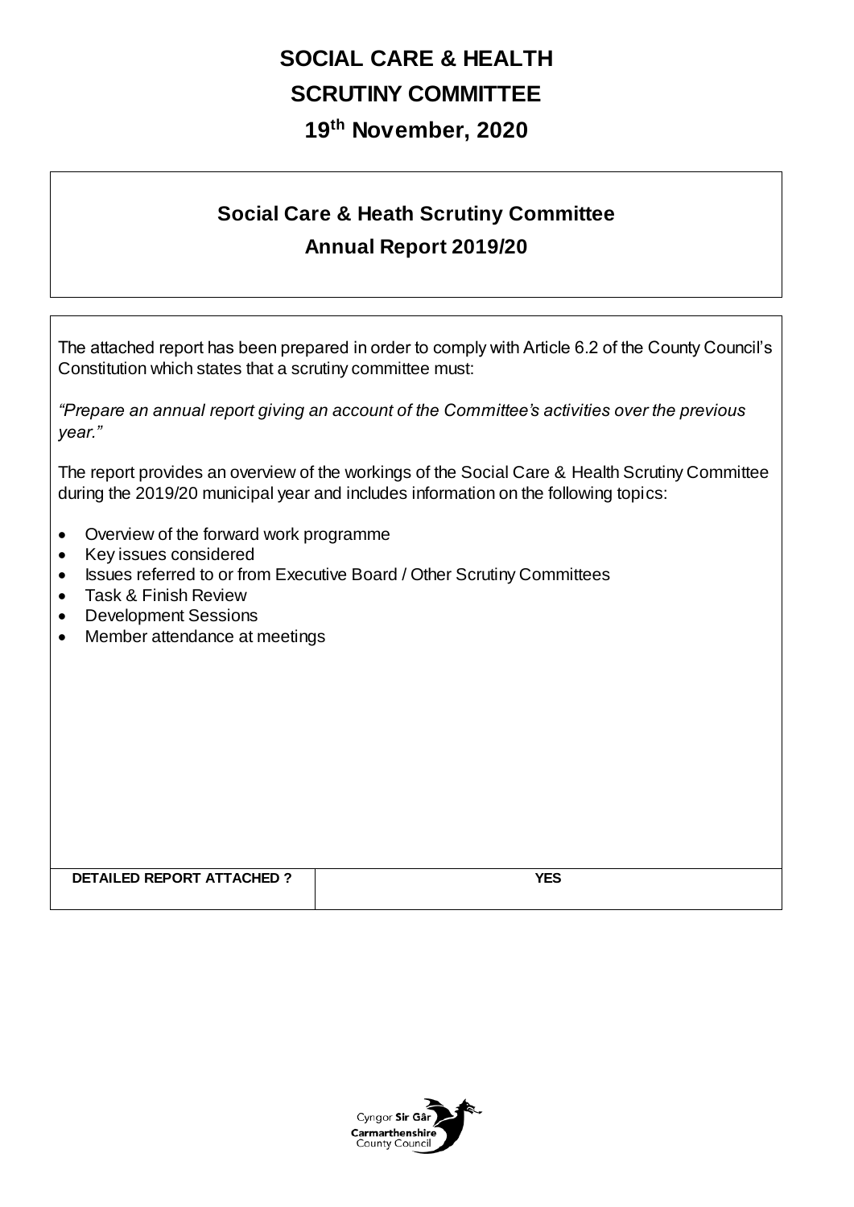# SOCIAL CARE & HEALTH SCRUTINY COMMITTEE

## 19th November, 2020

### Social Care & Heath Scrutiny Committee
### Annual Report 2019/20

The attached report has been prepared in order to comply with Article 6.2 of the County Council's Constitution which states that a scrutiny committee must:

*"Prepare an annual report giving an account of the Committee's activities over the previous year."*

The report provides an overview of the workings of the Social Care & Health Scrutiny Committee during the 2019/20 municipal year and includes information on the following topics:

- Overview of the forward work programme
- Key issues considered
- Issues referred to or from Executive Board / Other Scrutiny Committees
- Task & Finish Review
- Development Sessions
- Member attendance at meetings

| DETAILED REPORT ATTACHED ? | YES |
|---|---|

Cyngor Sir Gâr
Carmarthenshire County Council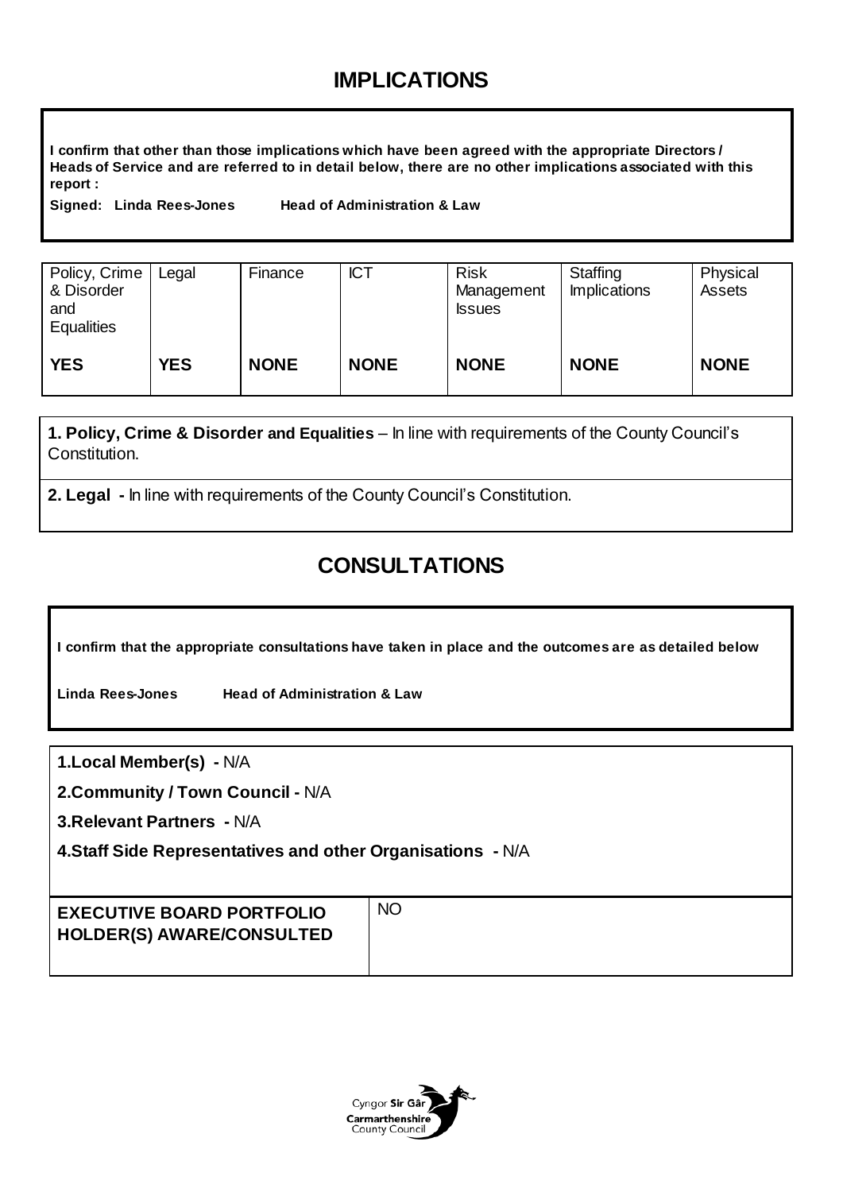## IMPLICATIONS

**I confirm that other than those implications which have been agreed with the appropriate Directors / Heads of Service and are referred to in detail below, there are no other implications associated with this report :**

**Signed: Linda Rees-Jones  Head of Administration & Law**

| Policy, Crime & Disorder and Equalities | Legal | Finance | ICT | Risk Management Issues | Staffing Implications | Physical Assets |
|---|---|---|---|---|---|---|
| **YES** | **YES** | **NONE** | **NONE** | **NONE** | **NONE** | **NONE** |

**1. Policy, Crime & Disorder and Equalities** – In line with requirements of the County Council's Constitution.

**2. Legal -** In line with requirements of the County Council's Constitution.

## CONSULTATIONS

**I confirm that the appropriate consultations have taken in place and the outcomes are as detailed below**

**Linda Rees-Jones  Head of Administration & Law**

**1.Local Member(s) -** N/A

**2.Community / Town Council -** N/A

**3.Relevant Partners -** N/A

**4.Staff Side Representatives and other Organisations -** N/A

| **EXECUTIVE BOARD PORTFOLIO HOLDER(S) AWARE/CONSULTED** | NO |
|---|---|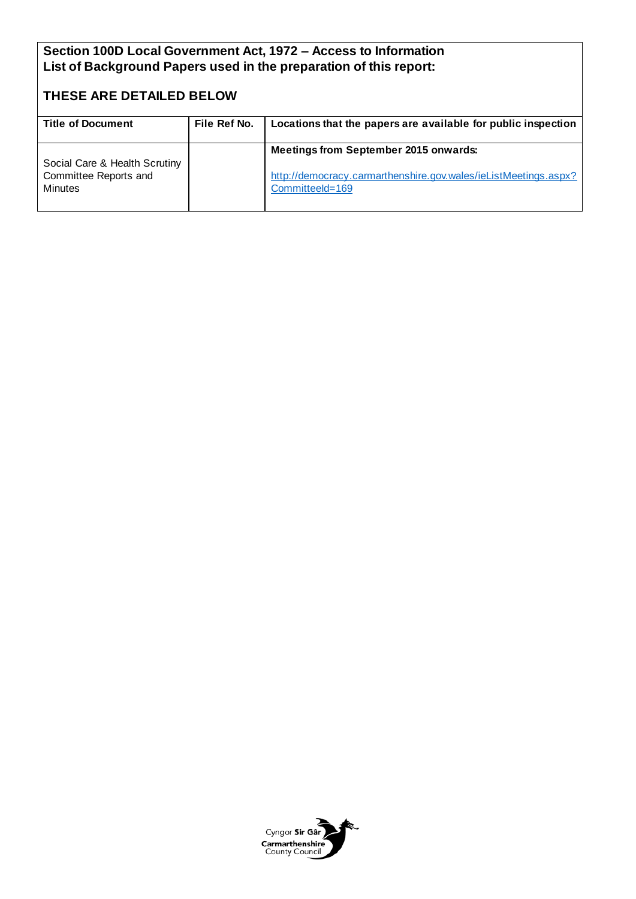**Section 100D Local Government Act, 1972 – Access to Information**
**List of Background Papers used in the preparation of this report:**

**THESE ARE DETAILED BELOW**

| Title of Document | File Ref No. | Locations that the papers are available for public inspection |
|---|---|---|
| Social Care & Health Scrutiny Committee Reports and Minutes | | **Meetings from September 2015 onwards:** [http://democracy.carmarthenshire.gov.wales/ieListMeetings.aspx?CommitteeId=169](http://democracy.carmarthenshire.gov.wales/ieListMeetings.aspx?CommitteeId=169) |

Cyngor Sir Gâr
Carmarthenshire County Council